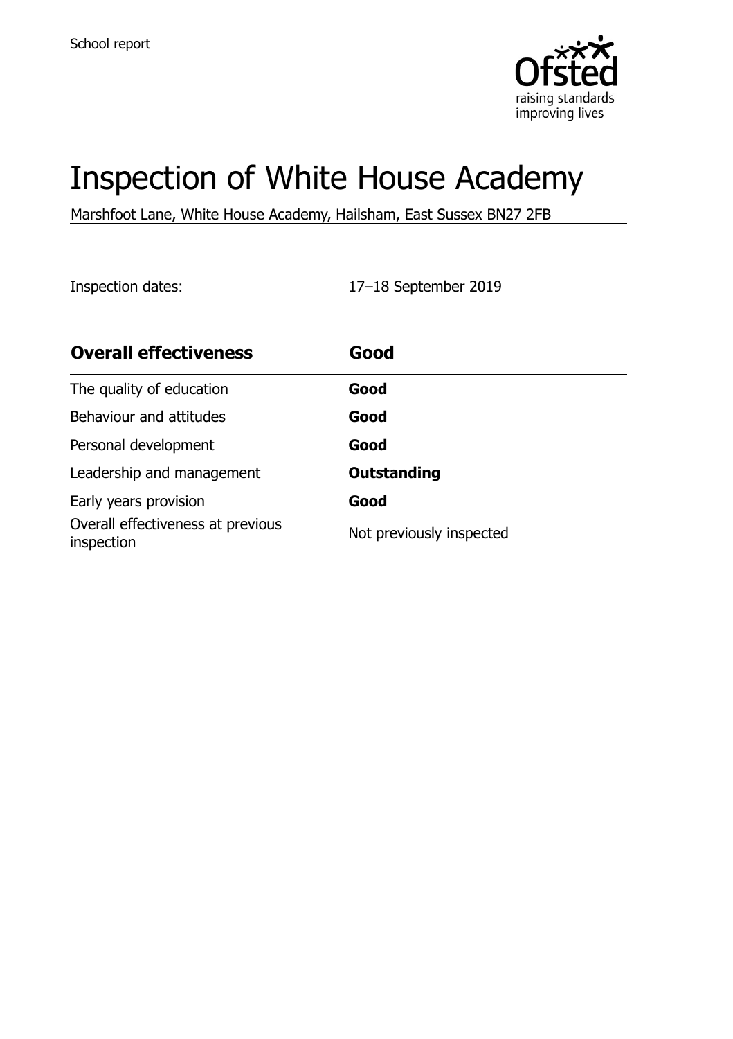School report

# Inspection of White House Academy

Marshfoot Lane, White House Academy, Hailsham, East Sussex BN27 2FB

Inspection dates: 17–18 September 2019

| **Overall effectiveness** | **Good** |
| --- | --- |
| The quality of education | **Good** |
| Behaviour and attitudes | **Good** |
| Personal development | **Good** |
| Leadership and management | **Outstanding** |
| Early years provision | **Good** |
| Overall effectiveness at previous inspection | Not previously inspected |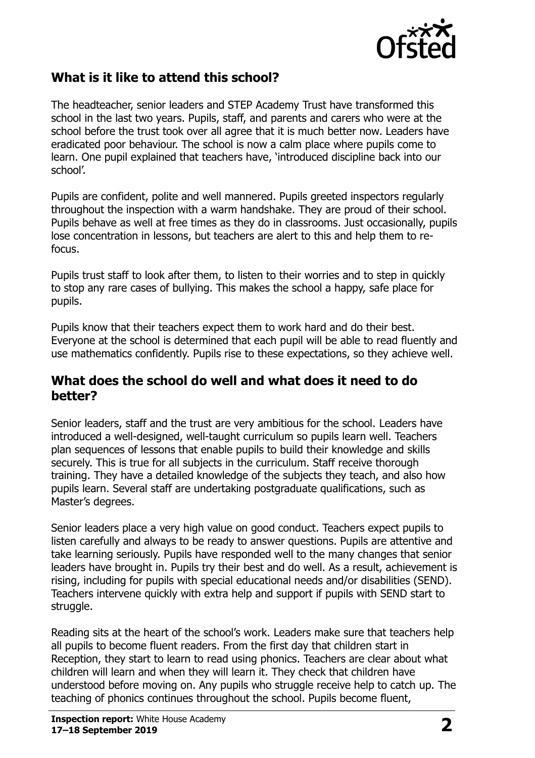## What is it like to attend this school?

The headteacher, senior leaders and STEP Academy Trust have transformed this school in the last two years. Pupils, staff, and parents and carers who were at the school before the trust took over all agree that it is much better now. Leaders have eradicated poor behaviour. The school is now a calm place where pupils come to learn. One pupil explained that teachers have, 'introduced discipline back into our school'.

Pupils are confident, polite and well mannered. Pupils greeted inspectors regularly throughout the inspection with a warm handshake. They are proud of their school. Pupils behave as well at free times as they do in classrooms. Just occasionally, pupils lose concentration in lessons, but teachers are alert to this and help them to re-focus.

Pupils trust staff to look after them, to listen to their worries and to step in quickly to stop any rare cases of bullying. This makes the school a happy, safe place for pupils.

Pupils know that their teachers expect them to work hard and do their best. Everyone at the school is determined that each pupil will be able to read fluently and use mathematics confidently. Pupils rise to these expectations, so they achieve well.

## What does the school do well and what does it need to do better?

Senior leaders, staff and the trust are very ambitious for the school. Leaders have introduced a well-designed, well-taught curriculum so pupils learn well. Teachers plan sequences of lessons that enable pupils to build their knowledge and skills securely. This is true for all subjects in the curriculum. Staff receive thorough training. They have a detailed knowledge of the subjects they teach, and also how pupils learn. Several staff are undertaking postgraduate qualifications, such as Master's degrees.

Senior leaders place a very high value on good conduct. Teachers expect pupils to listen carefully and always to be ready to answer questions. Pupils are attentive and take learning seriously. Pupils have responded well to the many changes that senior leaders have brought in. Pupils try their best and do well. As a result, achievement is rising, including for pupils with special educational needs and/or disabilities (SEND). Teachers intervene quickly with extra help and support if pupils with SEND start to struggle.

Reading sits at the heart of the school's work. Leaders make sure that teachers help all pupils to become fluent readers. From the first day that children start in Reception, they start to learn to read using phonics. Teachers are clear about what children will learn and when they will learn it. They check that children have understood before moving on. Any pupils who struggle receive help to catch up. The teaching of phonics continues throughout the school. Pupils become fluent,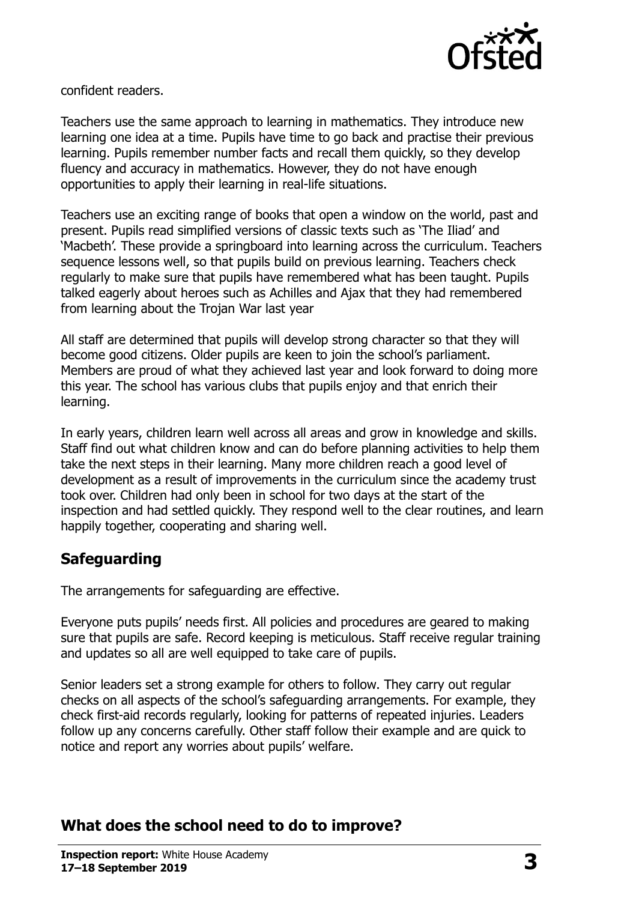confident readers.

Teachers use the same approach to learning in mathematics. They introduce new learning one idea at a time. Pupils have time to go back and practise their previous learning. Pupils remember number facts and recall them quickly, so they develop fluency and accuracy in mathematics. However, they do not have enough opportunities to apply their learning in real-life situations.

Teachers use an exciting range of books that open a window on the world, past and present. Pupils read simplified versions of classic texts such as 'The Iliad' and 'Macbeth'. These provide a springboard into learning across the curriculum. Teachers sequence lessons well, so that pupils build on previous learning. Teachers check regularly to make sure that pupils have remembered what has been taught. Pupils talked eagerly about heroes such as Achilles and Ajax that they had remembered from learning about the Trojan War last year

All staff are determined that pupils will develop strong character so that they will become good citizens. Older pupils are keen to join the school's parliament. Members are proud of what they achieved last year and look forward to doing more this year. The school has various clubs that pupils enjoy and that enrich their learning.

In early years, children learn well across all areas and grow in knowledge and skills. Staff find out what children know and can do before planning activities to help them take the next steps in their learning. Many more children reach a good level of development as a result of improvements in the curriculum since the academy trust took over. Children had only been in school for two days at the start of the inspection and had settled quickly. They respond well to the clear routines, and learn happily together, cooperating and sharing well.

## Safeguarding

The arrangements for safeguarding are effective.

Everyone puts pupils' needs first. All policies and procedures are geared to making sure that pupils are safe. Record keeping is meticulous. Staff receive regular training and updates so all are well equipped to take care of pupils.

Senior leaders set a strong example for others to follow. They carry out regular checks on all aspects of the school's safeguarding arrangements. For example, they check first-aid records regularly, looking for patterns of repeated injuries. Leaders follow up any concerns carefully. Other staff follow their example and are quick to notice and report any worries about pupils' welfare.

## What does the school need to do to improve?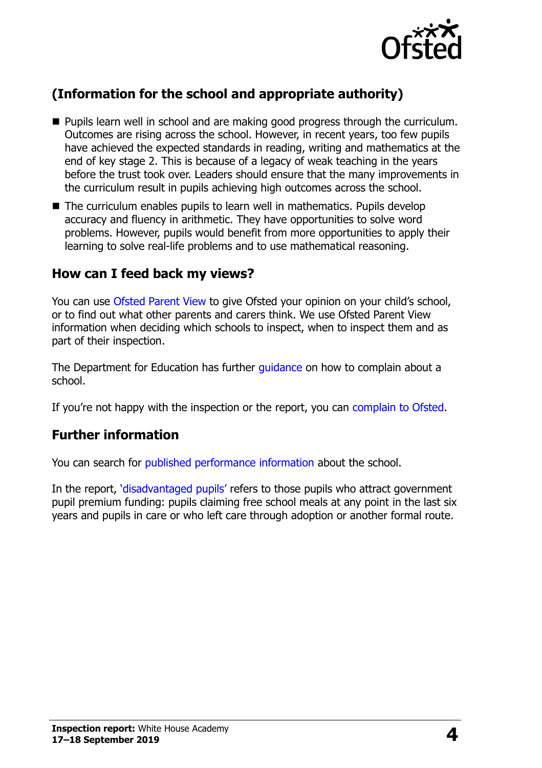## (Information for the school and appropriate authority)

- Pupils learn well in school and are making good progress through the curriculum. Outcomes are rising across the school. However, in recent years, too few pupils have achieved the expected standards in reading, writing and mathematics at the end of key stage 2. This is because of a legacy of weak teaching in the years before the trust took over. Leaders should ensure that the many improvements in the curriculum result in pupils achieving high outcomes across the school.
- The curriculum enables pupils to learn well in mathematics. Pupils develop accuracy and fluency in arithmetic. They have opportunities to solve word problems. However, pupils would benefit from more opportunities to apply their learning to solve real-life problems and to use mathematical reasoning.

## How can I feed back my views?

You can use Ofsted Parent View to give Ofsted your opinion on your child's school, or to find out what other parents and carers think. We use Ofsted Parent View information when deciding which schools to inspect, when to inspect them and as part of their inspection.

The Department for Education has further guidance on how to complain about a school.

If you're not happy with the inspection or the report, you can complain to Ofsted.

## Further information

You can search for published performance information about the school.

In the report, 'disadvantaged pupils' refers to those pupils who attract government pupil premium funding: pupils claiming free school meals at any point in the last six years and pupils in care or who left care through adoption or another formal route.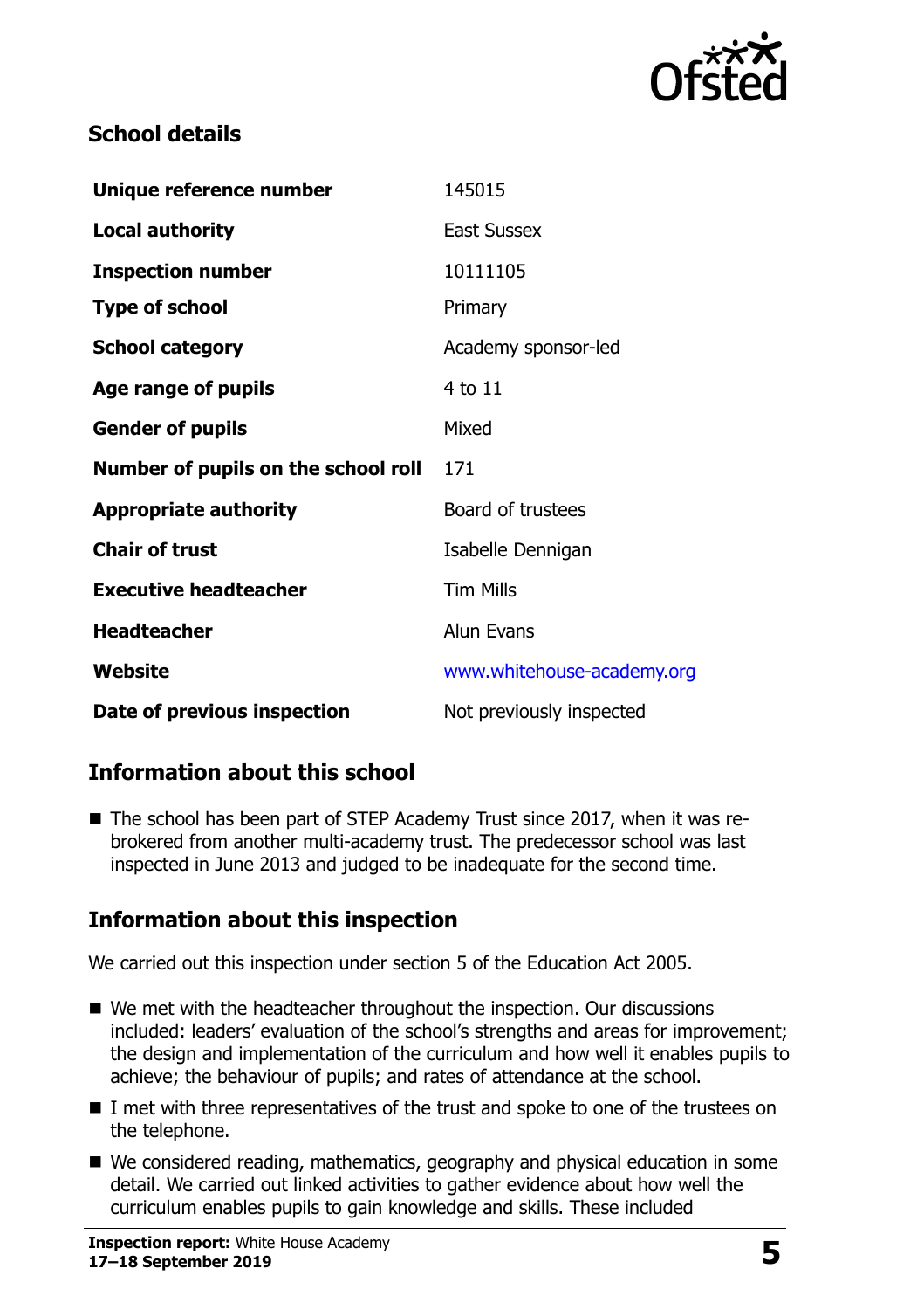## School details

| | |
|---|---|
| **Unique reference number** | 145015 |
| **Local authority** | East Sussex |
| **Inspection number** | 10111105 |
| **Type of school** | Primary |
| **School category** | Academy sponsor-led |
| **Age range of pupils** | 4 to 11 |
| **Gender of pupils** | Mixed |
| **Number of pupils on the school roll** | 171 |
| **Appropriate authority** | Board of trustees |
| **Chair of trust** | Isabelle Dennigan |
| **Executive headteacher** | Tim Mills |
| **Headteacher** | Alun Evans |
| **Website** | www.whitehouse-academy.org |
| **Date of previous inspection** | Not previously inspected |

## Information about this school

- The school has been part of STEP Academy Trust since 2017, when it was re-brokered from another multi-academy trust. The predecessor school was last inspected in June 2013 and judged to be inadequate for the second time.

## Information about this inspection

We carried out this inspection under section 5 of the Education Act 2005.

- We met with the headteacher throughout the inspection. Our discussions included: leaders' evaluation of the school's strengths and areas for improvement; the design and implementation of the curriculum and how well it enables pupils to achieve; the behaviour of pupils; and rates of attendance at the school.
- I met with three representatives of the trust and spoke to one of the trustees on the telephone.
- We considered reading, mathematics, geography and physical education in some detail. We carried out linked activities to gather evidence about how well the curriculum enables pupils to gain knowledge and skills. These included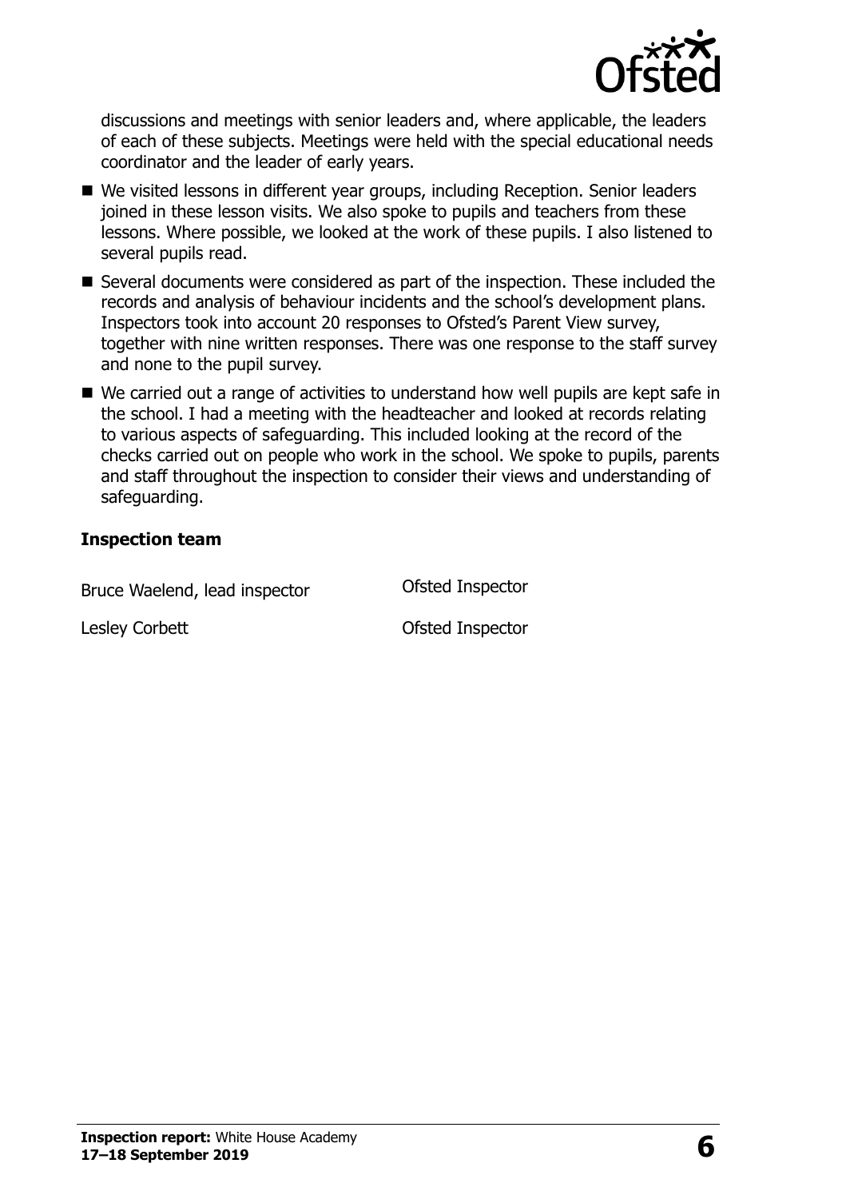discussions and meetings with senior leaders and, where applicable, the leaders of each of these subjects. Meetings were held with the special educational needs coordinator and the leader of early years.

- We visited lessons in different year groups, including Reception. Senior leaders joined in these lesson visits. We also spoke to pupils and teachers from these lessons. Where possible, we looked at the work of these pupils. I also listened to several pupils read.
- Several documents were considered as part of the inspection. These included the records and analysis of behaviour incidents and the school's development plans. Inspectors took into account 20 responses to Ofsted's Parent View survey, together with nine written responses. There was one response to the staff survey and none to the pupil survey.
- We carried out a range of activities to understand how well pupils are kept safe in the school. I had a meeting with the headteacher and looked at records relating to various aspects of safeguarding. This included looking at the record of the checks carried out on people who work in the school. We spoke to pupils, parents and staff throughout the inspection to consider their views and understanding of safeguarding.

### Inspection team

| | |
|---|---|
| Bruce Waelend, lead inspector | Ofsted Inspector |
| Lesley Corbett | Ofsted Inspector |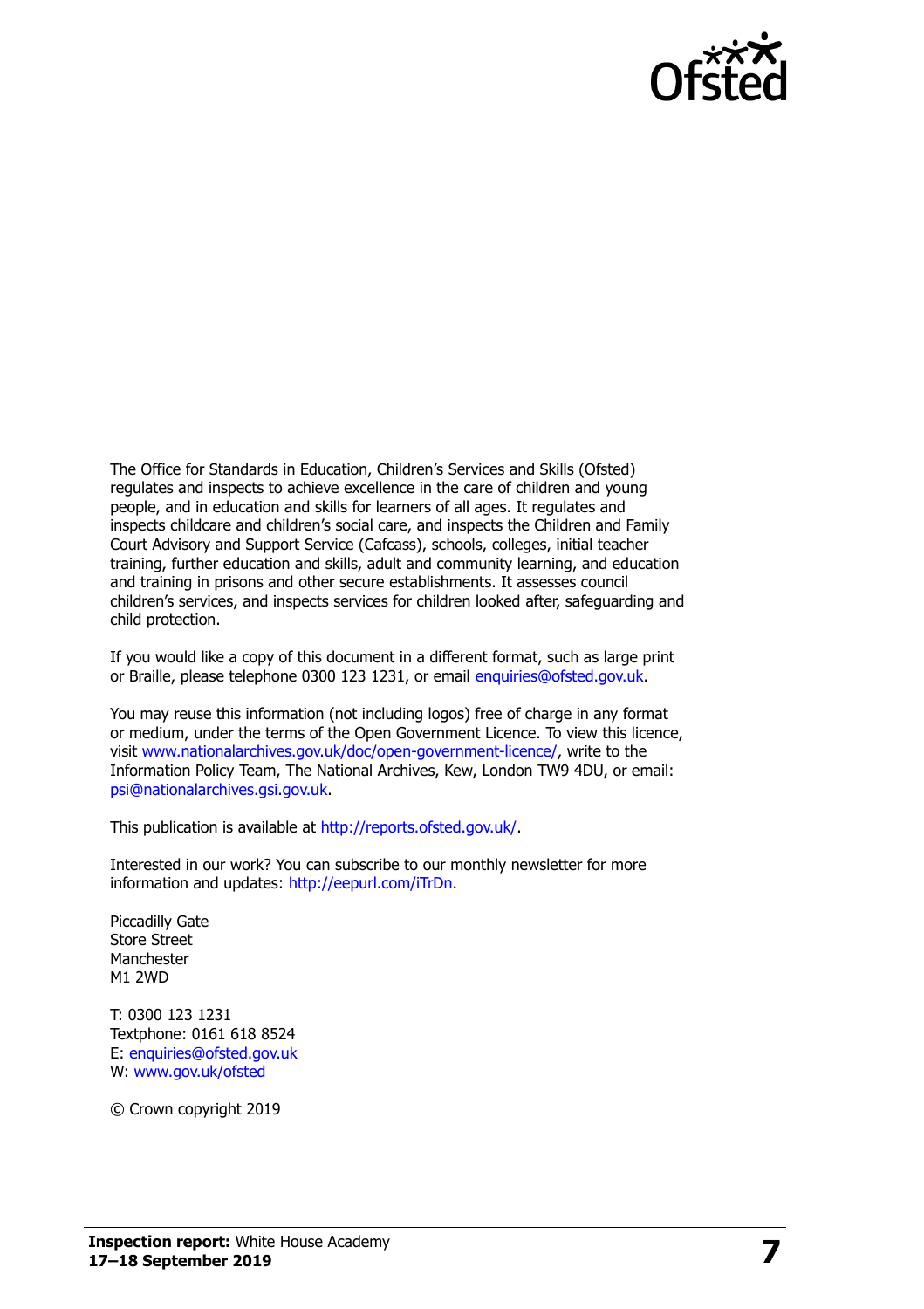The Office for Standards in Education, Children's Services and Skills (Ofsted) regulates and inspects to achieve excellence in the care of children and young people, and in education and skills for learners of all ages. It regulates and inspects childcare and children's social care, and inspects the Children and Family Court Advisory and Support Service (Cafcass), schools, colleges, initial teacher training, further education and skills, adult and community learning, and education and training in prisons and other secure establishments. It assesses council children's services, and inspects services for children looked after, safeguarding and child protection.

If you would like a copy of this document in a different format, such as large print or Braille, please telephone 0300 123 1231, or email enquiries@ofsted.gov.uk.

You may reuse this information (not including logos) free of charge in any format or medium, under the terms of the Open Government Licence. To view this licence, visit www.nationalarchives.gov.uk/doc/open-government-licence/, write to the Information Policy Team, The National Archives, Kew, London TW9 4DU, or email: psi@nationalarchives.gsi.gov.uk.

This publication is available at http://reports.ofsted.gov.uk/.

Interested in our work? You can subscribe to our monthly newsletter for more information and updates: http://eepurl.com/iTrDn.

Piccadilly Gate
Store Street
Manchester
M1 2WD

T: 0300 123 1231
Textphone: 0161 618 8524
E: enquiries@ofsted.gov.uk
W: www.gov.uk/ofsted

© Crown copyright 2019